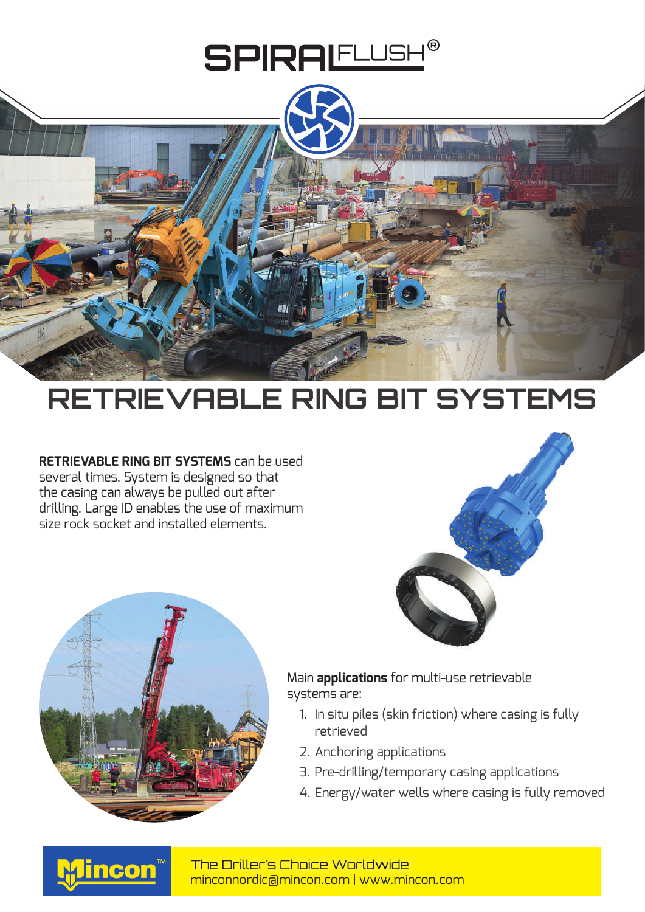# SPIRALFLUSH®

# RETRIEVABLE RING BIT SYSTEMS

**RETRIEVABLE RING BIT SYSTEMS** can be used several times. System is designed so that the casing can always be pulled out after drilling. Large ID enables the use of maximum size rock socket and installed elements.

Main **applications** for multi-use retrievable systems are:

1. In situ piles (skin friction) where casing is fully retrieved
2. Anchoring applications
3. Pre-drilling/temporary casing applications
4. Energy/water wells where casing is fully removed

Mincon™

The Driller's Choice Worldwide
minconnordic@mincon.com | www.mincon.com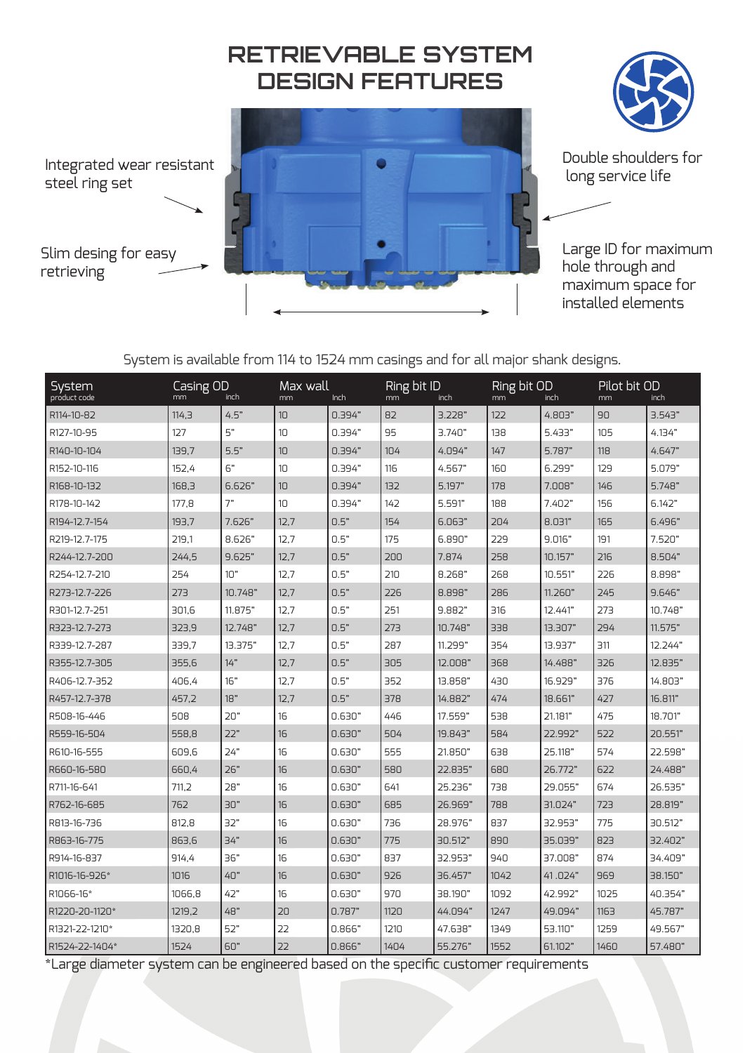# RETRIEVABLE SYSTEM DESIGN FEATURES

Integrated wear resistant steel ring set

Slim desing for easy retrieving

Double shoulders for long service life

Large ID for maximum hole through and maximum space for installed elements

System is available from 114 to 1524 mm casings and for all major shank designs.

| System product code | Casing OD mm | inch | Max wall mm | Inch | Ring bit ID mm | inch | Ring bit OD mm | inch | Pilot bit OD mm | inch |
|---|---|---|---|---|---|---|---|---|---|---|
| R114-10-82 | 114,3 | 4.5" | 10 | 0.394" | 82 | 3.228" | 122 | 4.803" | 90 | 3.543" |
| R127-10-95 | 127 | 5" | 10 | 0.394" | 95 | 3.740" | 138 | 5.433" | 105 | 4.134" |
| R140-10-104 | 139,7 | 5.5" | 10 | 0.394" | 104 | 4.094" | 147 | 5.787" | 118 | 4.647" |
| R152-10-116 | 152,4 | 6" | 10 | 0.394" | 116 | 4.567" | 160 | 6.299" | 129 | 5.079" |
| R168-10-132 | 168,3 | 6.626" | 10 | 0.394" | 132 | 5.197" | 178 | 7.008" | 146 | 5.748" |
| R178-10-142 | 177,8 | 7" | 10 | 0.394" | 142 | 5.591" | 188 | 7.402" | 156 | 6.142" |
| R194-12.7-154 | 193,7 | 7.626" | 12,7 | 0.5" | 154 | 6.063" | 204 | 8.031" | 165 | 6.496" |
| R219-12.7-175 | 219,1 | 8.626" | 12,7 | 0.5" | 175 | 6.890" | 229 | 9.016" | 191 | 7.520" |
| R244-12.7-200 | 244,5 | 9.625" | 12,7 | 0.5" | 200 | 7.874 | 258 | 10.157" | 216 | 8.504" |
| R254-12.7-210 | 254 | 10" | 12,7 | 0.5" | 210 | 8.268" | 268 | 10.551" | 226 | 8.898" |
| R273-12.7-226 | 273 | 10.748" | 12,7 | 0.5" | 226 | 8.898" | 286 | 11.260" | 245 | 9.646" |
| R301-12.7-251 | 301,6 | 11.875" | 12,7 | 0.5" | 251 | 9.882" | 316 | 12.441" | 273 | 10.748" |
| R323-12.7-273 | 323,9 | 12.748" | 12,7 | 0.5" | 273 | 10.748" | 338 | 13.307" | 294 | 11.575" |
| R339-12.7-287 | 339,7 | 13.375" | 12,7 | 0.5" | 287 | 11.299" | 354 | 13.937" | 311 | 12.244" |
| R355-12.7-305 | 355,6 | 14" | 12,7 | 0.5" | 305 | 12.008" | 368 | 14.488" | 326 | 12.835" |
| R406-12.7-352 | 406,4 | 16" | 12,7 | 0.5" | 352 | 13.858" | 430 | 16.929" | 376 | 14.803" |
| R457-12.7-378 | 457,2 | 18" | 12,7 | 0.5" | 378 | 14.882" | 474 | 18.661" | 427 | 16.811" |
| R508-16-446 | 508 | 20" | 16 | 0.630" | 446 | 17.559" | 538 | 21.181" | 475 | 18.701" |
| R559-16-504 | 558,8 | 22" | 16 | 0.630" | 504 | 19.843" | 584 | 22.992" | 522 | 20.551" |
| R610-16-555 | 609,6 | 24" | 16 | 0.630" | 555 | 21.850" | 638 | 25.118" | 574 | 22.598" |
| R660-16-580 | 660,4 | 26" | 16 | 0.630" | 580 | 22.835" | 680 | 26.772" | 622 | 24.488" |
| R711-16-641 | 711,2 | 28" | 16 | 0.630" | 641 | 25.236" | 738 | 29.055" | 674 | 26.535" |
| R762-16-685 | 762 | 30" | 16 | 0.630" | 685 | 26.969" | 788 | 31.024" | 723 | 28.819" |
| R813-16-736 | 812,8 | 32" | 16 | 0.630" | 736 | 28.976" | 837 | 32.953" | 775 | 30.512" |
| R863-16-775 | 863,6 | 34" | 16 | 0.630" | 775 | 30.512" | 890 | 35.039" | 823 | 32.402" |
| R914-16-837 | 914,4 | 36" | 16 | 0.630" | 837 | 32.953" | 940 | 37.008" | 874 | 34.409" |
| R1016-16-926* | 1016 | 40" | 16 | 0.630" | 926 | 36.457" | 1042 | 41.024" | 969 | 38.150" |
| R1066-16* | 1066,8 | 42" | 16 | 0.630" | 970 | 38.190" | 1092 | 42.992" | 1025 | 40.354" |
| R1220-20-1120* | 1219,2 | 48" | 20 | 0.787" | 1120 | 44.094" | 1247 | 49.094" | 1163 | 45.787" |
| R1321-22-1210* | 1320,8 | 52" | 22 | 0.866" | 1210 | 47.638" | 1349 | 53.110" | 1259 | 49.567" |
| R1524-22-1404* | 1524 | 60" | 22 | 0.866" | 1404 | 55.276" | 1552 | 61.102" | 1460 | 57.480" |

*Large diameter system can be engineered based on the specific customer requirements